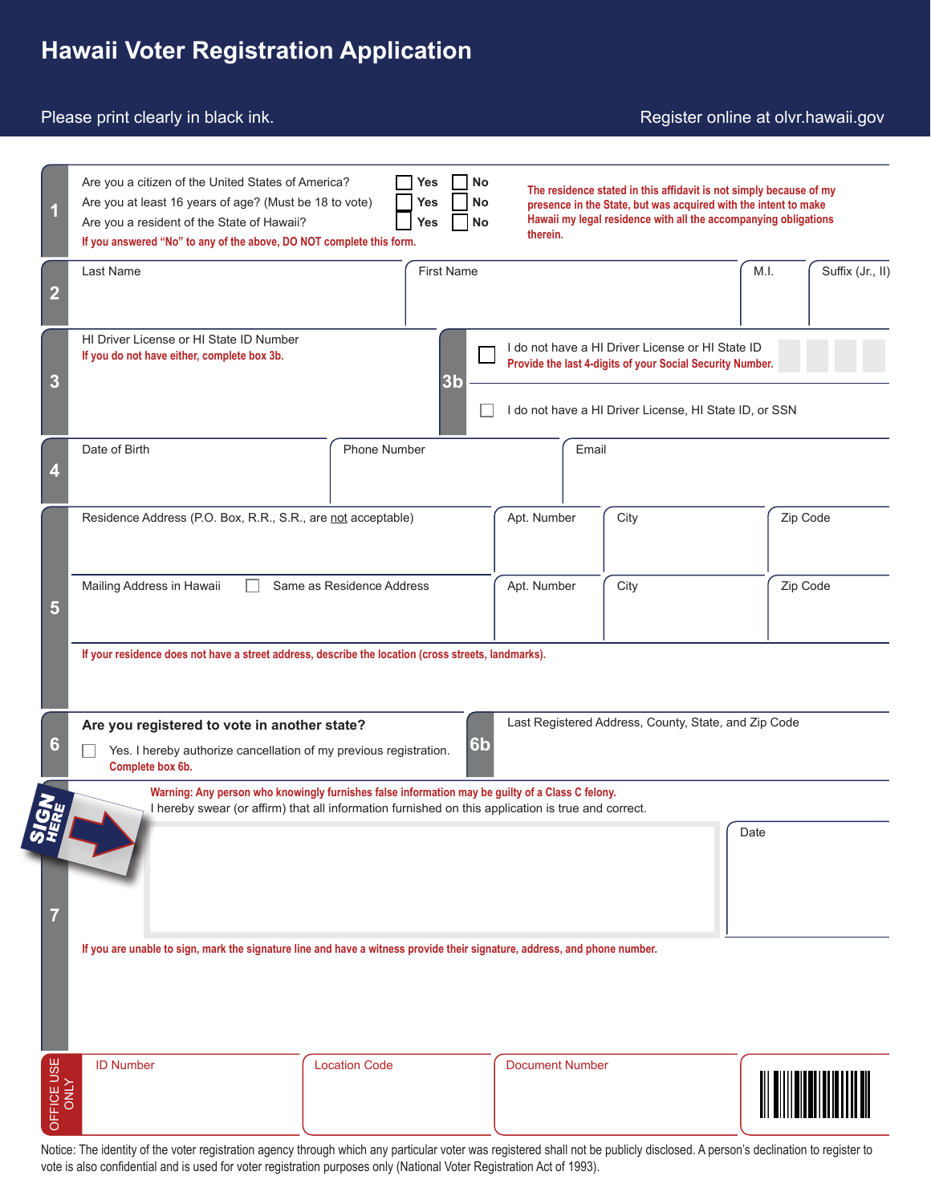# Hawaii Voter Registration Application

Please print clearly in black ink.

Register online at olvr.hawaii.gov

**1**

Are you a citizen of the United States of America? ☐ Yes ☐ No

Are you at least 16 years of age? (Must be 18 to vote) ☐ Yes ☐ No

Are you a resident of the State of Hawaii? ☐ Yes ☐ No

If you answered "No" to any of the above, DO NOT complete this form.

The residence stated in this affidavit is not simply because of my presence in the State, but was acquired with the intent to make Hawaii my legal residence with all the accompanying obligations therein.

**2**

| Last Name | First Name | M.I. | Suffix (Jr., II) |
| --- | --- | --- | --- |
| | | | |

**3**

HI Driver License or HI State ID Number

If you do not have either, complete box 3b.

**3b**

☐ I do not have a HI Driver License or HI State ID
Provide the last 4-digits of your Social Security Number.

☐ I do not have a HI Driver License, HI State ID, or SSN

**4**

| Date of Birth | Phone Number | Email |
| --- | --- | --- |
| | | |

**5**

| Residence Address (P.O. Box, R.R., S.R., are not acceptable) | Apt. Number | City | Zip Code |
| --- | --- | --- | --- |
| | | | |

| Mailing Address in Hawaii ☐ Same as Residence Address | Apt. Number | City | Zip Code |
| --- | --- | --- | --- |
| | | | |

If your residence does not have a street address, describe the location (cross streets, landmarks).

**6**

**Are you registered to vote in another state?**

☐ Yes. I hereby authorize cancellation of my previous registration.
Complete box 6b.

**6b**

Last Registered Address, County, State, and Zip Code

**7**

SIGN HERE

Warning: Any person who knowingly furnishes false information may be guilty of a Class C felony.

I hereby swear (or affirm) that all information furnished on this application is true and correct.

Date

If you are unable to sign, mark the signature line and have a witness provide their signature, address, and phone number.

**OFFICE USE ONLY**

| ID Number | Location Code | Document Number |
| --- | --- | --- |
| | | |

Notice: The identity of the voter registration agency through which any particular voter was registered shall not be publicly disclosed. A person's declination to register to vote is also confidential and is used for voter registration purposes only (National Voter Registration Act of 1993).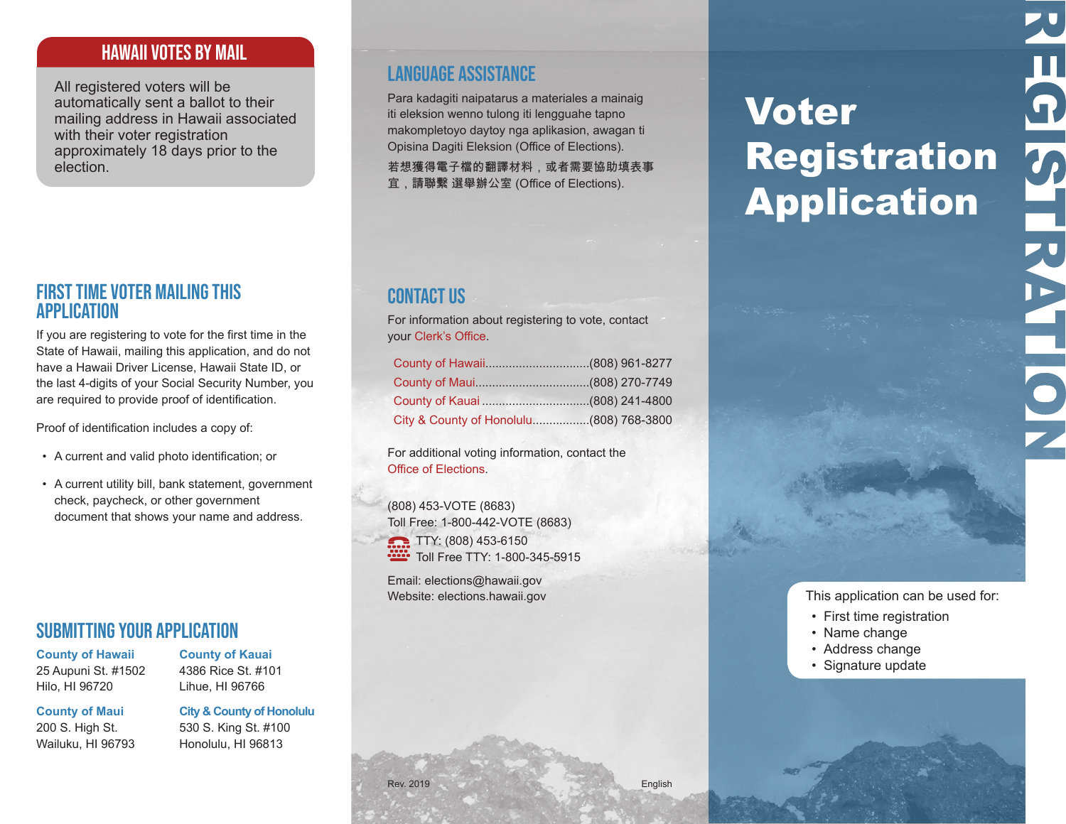## HAWAII VOTES BY MAIL

All registered voters will be automatically sent a ballot to their mailing address in Hawaii associated with their voter registration approximately 18 days prior to the election.

## FIRST TIME VOTER MAILING THIS APPLICATION

If you are registering to vote for the first time in the State of Hawaii, mailing this application, and do not have a Hawaii Driver License, Hawaii State ID, or the last 4-digits of your Social Security Number, you are required to provide proof of identification.

Proof of identification includes a copy of:

- A current and valid photo identification; or
- A current utility bill, bank statement, government check, paycheck, or other government document that shows your name and address.

## SUBMITTING YOUR APPLICATION

**County of Hawaii**
25 Aupuni St. #1502
Hilo, HI 96720

**County of Kauai**
4386 Rice St. #101
Lihue, HI 96766

**County of Maui**
200 S. High St.
Wailuku, HI 96793

**City & County of Honolulu**
530 S. King St. #100
Honolulu, HI 96813

## LANGUAGE ASSISTANCE

Para kadagiti naipatarus a materiales a mainaig iti eleksion wenno tulong iti lengguahe tapno makompletoyo daytoy nga aplikasion, awagan ti Opisina Dagiti Eleksion (Office of Elections).

若想獲得電子檔的翻譯材料，或者需要協助填表事宜，請聯繫 選舉辦公室 (Office of Elections).

## CONTACT US

For information about registering to vote, contact your Clerk's Office.

County of Hawaii..............................(808) 961-8277
County of Maui..................................(808) 270-7749
County of Kauai ................................(808) 241-4800
City & County of Honolulu.................(808) 768-3800

For additional voting information, contact the Office of Elections.

(808) 453-VOTE (8683)
Toll Free: 1-800-442-VOTE (8683)
TTY: (808) 453-6150
Toll Free TTY: 1-800-345-5915

Email: elections@hawaii.gov
Website: elections.hawaii.gov

Rev. 2019 English

# Voter Registration Application

REGISTRATION

This application can be used for:

- First time registration
- Name change
- Address change
- Signature update